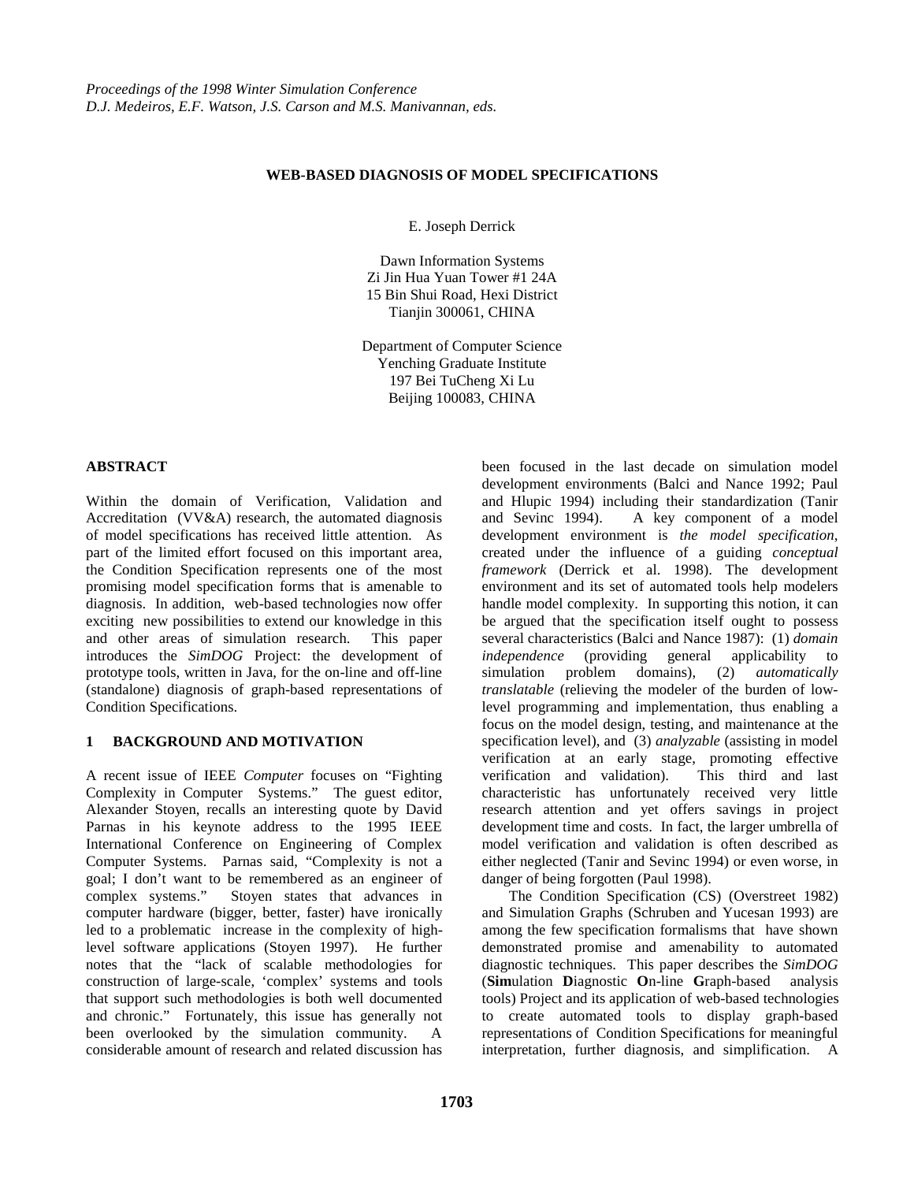*Proceedings of the 1998 Winter Simulation Conference*
*D.J. Medeiros, E.F. Watson, J.S. Carson and M.S. Manivannan, eds.*

# WEB-BASED DIAGNOSIS OF MODEL SPECIFICATIONS

E. Joseph Derrick

Dawn Information Systems
Zi Jin Hua Yuan Tower #1 24A
15 Bin Shui Road, Hexi District
Tianjin 300061, CHINA

Department of Computer Science
Yenching Graduate Institute
197 Bei TuCheng Xi Lu
Beijing 100083, CHINA

## ABSTRACT

Within the domain of Verification, Validation and Accreditation (VV&A) research, the automated diagnosis of model specifications has received little attention. As part of the limited effort focused on this important area, the Condition Specification represents one of the most promising model specification forms that is amenable to diagnosis. In addition, web-based technologies now offer exciting new possibilities to extend our knowledge in this and other areas of simulation research. This paper introduces the *SimDOG* Project: the development of prototype tools, written in Java, for the on-line and off-line (standalone) diagnosis of graph-based representations of Condition Specifications.

## 1 BACKGROUND AND MOTIVATION

A recent issue of IEEE *Computer* focuses on "Fighting Complexity in Computer Systems." The guest editor, Alexander Stoyen, recalls an interesting quote by David Parnas in his keynote address to the 1995 IEEE International Conference on Engineering of Complex Computer Systems. Parnas said, "Complexity is not a goal; I don't want to be remembered as an engineer of complex systems." Stoyen states that advances in computer hardware (bigger, better, faster) have ironically led to a problematic increase in the complexity of high-level software applications (Stoyen 1997). He further notes that the "lack of scalable methodologies for construction of large-scale, 'complex' systems and tools that support such methodologies is both well documented and chronic." Fortunately, this issue has generally not been overlooked by the simulation community. A considerable amount of research and related discussion has been focused in the last decade on simulation model development environments (Balci and Nance 1992; Paul and Hlupic 1994) including their standardization (Tanir and Sevinc 1994). A key component of a model development environment is *the model specification*, created under the influence of a guiding *conceptual framework* (Derrick et al. 1998). The development environment and its set of automated tools help modelers handle model complexity. In supporting this notion, it can be argued that the specification itself ought to possess several characteristics (Balci and Nance 1987): (1) *domain independence* (providing general applicability to simulation problem domains), (2) *automatically translatable* (relieving the modeler of the burden of low-level programming and implementation, thus enabling a focus on the model design, testing, and maintenance at the specification level), and (3) *analyzable* (assisting in model verification at an early stage, promoting effective verification and validation). This third and last characteristic has unfortunately received very little research attention and yet offers savings in project development time and costs. In fact, the larger umbrella of model verification and validation is often described as either neglected (Tanir and Sevinc 1994) or even worse, in danger of being forgotten (Paul 1998).

The Condition Specification (CS) (Overstreet 1982) and Simulation Graphs (Schruben and Yucesan 1993) are among the few specification formalisms that have shown demonstrated promise and amenability to automated diagnostic techniques. This paper describes the *SimDOG* (**Sim**ulation **D**iagnostic **O**n-line **G**raph-based analysis tools) Project and its application of web-based technologies to create automated tools to display graph-based representations of Condition Specifications for meaningful interpretation, further diagnosis, and simplification. A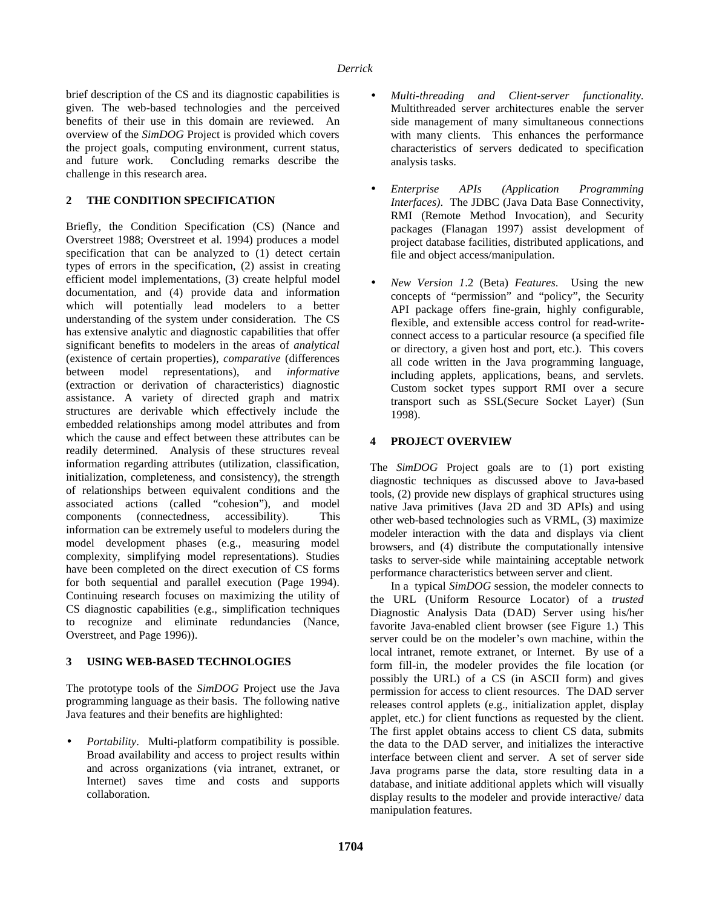brief description of the CS and its diagnostic capabilities is given. The web-based technologies and the perceived benefits of their use in this domain are reviewed. An overview of the *SimDOG* Project is provided which covers the project goals, computing environment, current status, and future work. Concluding remarks describe the challenge in this research area.

## 2 THE CONDITION SPECIFICATION

Briefly, the Condition Specification (CS) (Nance and Overstreet 1988; Overstreet et al. 1994) produces a model specification that can be analyzed to (1) detect certain types of errors in the specification, (2) assist in creating efficient model implementations, (3) create helpful model documentation, and (4) provide data and information which will potentially lead modelers to a better understanding of the system under consideration. The CS has extensive analytic and diagnostic capabilities that offer significant benefits to modelers in the areas of *analytical* (existence of certain properties), *comparative* (differences between model representations), and *informative* (extraction or derivation of characteristics) diagnostic assistance. A variety of directed graph and matrix structures are derivable which effectively include the embedded relationships among model attributes and from which the cause and effect between these attributes can be readily determined. Analysis of these structures reveal information regarding attributes (utilization, classification, initialization, completeness, and consistency), the strength of relationships between equivalent conditions and the associated actions (called "cohesion"), and model components (connectedness, accessibility). This information can be extremely useful to modelers during the model development phases (e.g., measuring model complexity, simplifying model representations). Studies have been completed on the direct execution of CS forms for both sequential and parallel execution (Page 1994). Continuing research focuses on maximizing the utility of CS diagnostic capabilities (e.g., simplification techniques to recognize and eliminate redundancies (Nance, Overstreet, and Page 1996)).

## 3 USING WEB-BASED TECHNOLOGIES

The prototype tools of the *SimDOG* Project use the Java programming language as their basis. The following native Java features and their benefits are highlighted:

- *Portability*. Multi-platform compatibility is possible. Broad availability and access to project results within and across organizations (via intranet, extranet, or Internet) saves time and costs and supports collaboration.
- *Multi-threading and Client-server functionality*. Multithreaded server architectures enable the server side management of many simultaneous connections with many clients. This enhances the performance characteristics of servers dedicated to specification analysis tasks.
- *Enterprise APIs (Application Programming Interfaces)*. The JDBC (Java Data Base Connectivity, RMI (Remote Method Invocation), and Security packages (Flanagan 1997) assist development of project database facilities, distributed applications, and file and object access/manipulation.
- *New Version 1*.2 (Beta) *Features*. Using the new concepts of "permission" and "policy", the Security API package offers fine-grain, highly configurable, flexible, and extensible access control for read-write-connect access to a particular resource (a specified file or directory, a given host and port, etc.). This covers all code written in the Java programming language, including applets, applications, beans, and servlets. Custom socket types support RMI over a secure transport such as SSL(Secure Socket Layer) (Sun 1998).

## 4 PROJECT OVERVIEW

The *SimDOG* Project goals are to (1) port existing diagnostic techniques as discussed above to Java-based tools, (2) provide new displays of graphical structures using native Java primitives (Java 2D and 3D APIs) and using other web-based technologies such as VRML, (3) maximize modeler interaction with the data and displays via client browsers, and (4) distribute the computationally intensive tasks to server-side while maintaining acceptable network performance characteristics between server and client.

In a typical *SimDOG* session, the modeler connects to the URL (Uniform Resource Locator) of a *trusted* Diagnostic Analysis Data (DAD) Server using his/her favorite Java-enabled client browser (see Figure 1.) This server could be on the modeler's own machine, within the local intranet, remote extranet, or Internet. By use of a form fill-in, the modeler provides the file location (or possibly the URL) of a CS (in ASCII form) and gives permission for access to client resources. The DAD server releases control applets (e.g., initialization applet, display applet, etc.) for client functions as requested by the client. The first applet obtains access to client CS data, submits the data to the DAD server, and initializes the interactive interface between client and server. A set of server side Java programs parse the data, store resulting data in a database, and initiate additional applets which will visually display results to the modeler and provide interactive/ data manipulation features.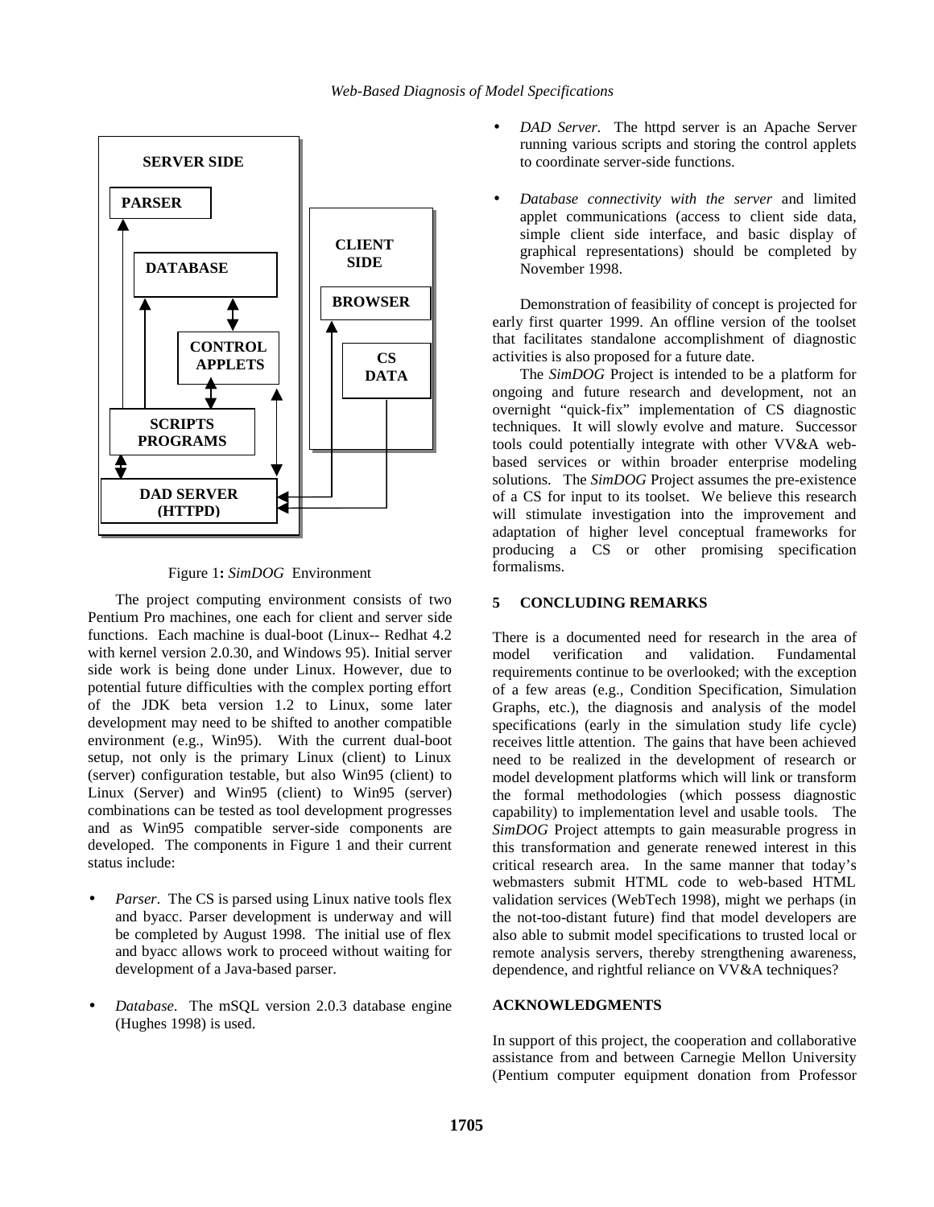Figure 1: *SimDOG* Environment

The project computing environment consists of two Pentium Pro machines, one each for client and server side functions. Each machine is dual-boot (Linux-- Redhat 4.2 with kernel version 2.0.30, and Windows 95). Initial server side work is being done under Linux. However, due to potential future difficulties with the complex porting effort of the JDK beta version 1.2 to Linux, some later development may need to be shifted to another compatible environment (e.g., Win95). With the current dual-boot setup, not only is the primary Linux (client) to Linux (server) configuration testable, but also Win95 (client) to Linux (Server) and Win95 (client) to Win95 (server) combinations can be tested as tool development progresses and as Win95 compatible server-side components are developed. The components in Figure 1 and their current status include:

- *Parser*. The CS is parsed using Linux native tools flex and byacc. Parser development is underway and will be completed by August 1998. The initial use of flex and byacc allows work to proceed without waiting for development of a Java-based parser.
- *Database*. The mSQL version 2.0.3 database engine (Hughes 1998) is used.
- *DAD Server*. The httpd server is an Apache Server running various scripts and storing the control applets to coordinate server-side functions.
- *Database connectivity with the server* and limited applet communications (access to client side data, simple client side interface, and basic display of graphical representations) should be completed by November 1998.

Demonstration of feasibility of concept is projected for early first quarter 1999. An offline version of the toolset that facilitates standalone accomplishment of diagnostic activities is also proposed for a future date.

The *SimDOG* Project is intended to be a platform for ongoing and future research and development, not an overnight "quick-fix" implementation of CS diagnostic techniques. It will slowly evolve and mature. Successor tools could potentially integrate with other VV&A web-based services or within broader enterprise modeling solutions. The *SimDOG* Project assumes the pre-existence of a CS for input to its toolset. We believe this research will stimulate investigation into the improvement and adaptation of higher level conceptual frameworks for producing a CS or other promising specification formalisms.

## 5 CONCLUDING REMARKS

There is a documented need for research in the area of model verification and validation. Fundamental requirements continue to be overlooked; with the exception of a few areas (e.g., Condition Specification, Simulation Graphs, etc.), the diagnosis and analysis of the model specifications (early in the simulation study life cycle) receives little attention. The gains that have been achieved need to be realized in the development of research or model development platforms which will link or transform the formal methodologies (which possess diagnostic capability) to implementation level and usable tools. The *SimDOG* Project attempts to gain measurable progress in this transformation and generate renewed interest in this critical research area. In the same manner that today's webmasters submit HTML code to web-based HTML validation services (WebTech 1998), might we perhaps (in the not-too-distant future) find that model developers are also able to submit model specifications to trusted local or remote analysis servers, thereby strengthening awareness, dependence, and rightful reliance on VV&A techniques?

## ACKNOWLEDGMENTS

In support of this project, the cooperation and collaborative assistance from and between Carnegie Mellon University (Pentium computer equipment donation from Professor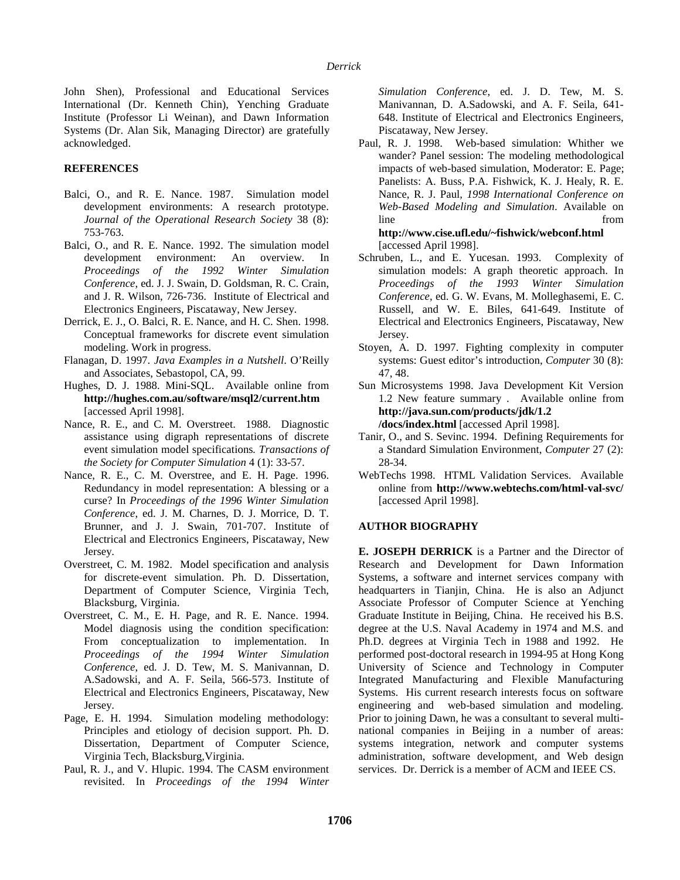John Shen), Professional and Educational Services International (Dr. Kenneth Chin), Yenching Graduate Institute (Professor Li Weinan), and Dawn Information Systems (Dr. Alan Sik, Managing Director) are gratefully acknowledged.

## REFERENCES

Balci, O., and R. E. Nance. 1987. Simulation model development environments: A research prototype. *Journal of the Operational Research Society* 38 (8): 753-763.

Balci, O., and R. E. Nance. 1992. The simulation model development environment: An overview. In *Proceedings of the 1992 Winter Simulation Conference*, ed. J. J. Swain, D. Goldsman, R. C. Crain, and J. R. Wilson, 726-736. Institute of Electrical and Electronics Engineers, Piscataway, New Jersey.

Derrick, E. J., O. Balci, R. E. Nance, and H. C. Shen. 1998. Conceptual frameworks for discrete event simulation modeling. Work in progress.

Flanagan, D. 1997. *Java Examples in a Nutshell*. O'Reilly and Associates, Sebastopol, CA, 99.

Hughes, D. J. 1988. Mini-SQL. Available online from **http://hughes.com.au/software/msql2/current.htm** [accessed April 1998].

Nance, R. E., and C. M. Overstreet. 1988. Diagnostic assistance using digraph representations of discrete event simulation model specifications. *Transactions of the Society for Computer Simulation* 4 (1): 33-57.

Nance, R. E., C. M. Overstree, and E. H. Page. 1996. Redundancy in model representation: A blessing or a curse? In *Proceedings of the 1996 Winter Simulation Conference*, ed. J. M. Charnes, D. J. Morrice, D. T. Brunner, and J. J. Swain, 701-707. Institute of Electrical and Electronics Engineers, Piscataway, New Jersey.

Overstreet, C. M. 1982. Model specification and analysis for discrete-event simulation. Ph. D. Dissertation, Department of Computer Science, Virginia Tech, Blacksburg, Virginia.

Overstreet, C. M., E. H. Page, and R. E. Nance. 1994. Model diagnosis using the condition specification: From conceptualization to implementation. In *Proceedings of the 1994 Winter Simulation Conference*, ed. J. D. Tew, M. S. Manivannan, D. A.Sadowski, and A. F. Seila, 566-573. Institute of Electrical and Electronics Engineers, Piscataway, New Jersey.

Page, E. H. 1994. Simulation modeling methodology: Principles and etiology of decision support. Ph. D. Dissertation, Department of Computer Science, Virginia Tech, Blacksburg,Virginia.

Paul, R. J., and V. Hlupic. 1994. The CASM environment revisited. In *Proceedings of the 1994 Winter Simulation Conference*, ed. J. D. Tew, M. S. Manivannan, D. A.Sadowski, and A. F. Seila, 641-648. Institute of Electrical and Electronics Engineers, Piscataway, New Jersey.

Paul, R. J. 1998. Web-based simulation: Whither we wander? Panel session: The modeling methodological impacts of web-based simulation, Moderator: E. Page; Panelists: A. Buss, P.A. Fishwick, K. J. Healy, R. E. Nance, R. J. Paul, *1998 International Conference on Web-Based Modeling and Simulation*. Available on line from **http://www.cise.ufl.edu/~fishwick/webconf.html** [accessed April 1998].

Schruben, L., and E. Yucesan. 1993. Complexity of simulation models: A graph theoretic approach. In *Proceedings of the 1993 Winter Simulation Conference*, ed. G. W. Evans, M. Molleghasemi, E. C. Russell, and W. E. Biles, 641-649. Institute of Electrical and Electronics Engineers, Piscataway, New Jersey.

Stoyen, A. D. 1997. Fighting complexity in computer systems: Guest editor's introduction, *Computer* 30 (8): 47, 48.

Sun Microsystems 1998. Java Development Kit Version 1.2 New feature summary . Available online from **http://java.sun.com/products/jdk/1.2 /docs/index.html** [accessed April 1998].

Tanir, O., and S. Sevinc. 1994. Defining Requirements for a Standard Simulation Environment, *Computer* 27 (2): 28-34.

WebTechs 1998. HTML Validation Services. Available online from **http://www.webtechs.com/html-val-svc/** [accessed April 1998].

## AUTHOR BIOGRAPHY

**E. JOSEPH DERRICK** is a Partner and the Director of Research and Development for Dawn Information Systems, a software and internet services company with headquarters in Tianjin, China. He is also an Adjunct Associate Professor of Computer Science at Yenching Graduate Institute in Beijing, China. He received his B.S. degree at the U.S. Naval Academy in 1974 and M.S. and Ph.D. degrees at Virginia Tech in 1988 and 1992. He performed post-doctoral research in 1994-95 at Hong Kong University of Science and Technology in Computer Integrated Manufacturing and Flexible Manufacturing Systems. His current research interests focus on software engineering and web-based simulation and modeling. Prior to joining Dawn, he was a consultant to several multi-national companies in Beijing in a number of areas: systems integration, network and computer systems administration, software development, and Web design services. Dr. Derrick is a member of ACM and IEEE CS.